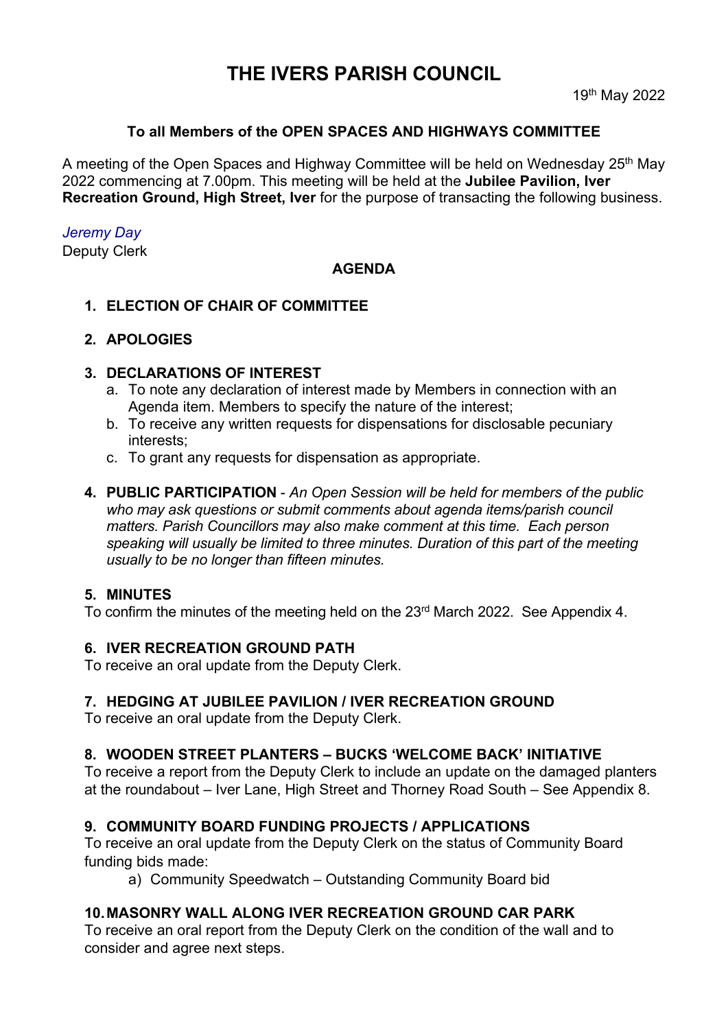# THE IVERS PARISH COUNCIL

19th May 2022

**To all Members of the OPEN SPACES AND HIGHWAYS COMMITTEE**

A meeting of the Open Spaces and Highway Committee will be held on Wednesday 25th May 2022 commencing at 7.00pm. This meeting will be held at the **Jubilee Pavilion, Iver Recreation Ground, High Street, Iver** for the purpose of transacting the following business.

*Jeremy Day*
Deputy Clerk

**AGENDA**

1. **ELECTION OF CHAIR OF COMMITTEE**

2. **APOLOGIES**

3. **DECLARATIONS OF INTEREST**
   a. To note any declaration of interest made by Members in connection with an Agenda item. Members to specify the nature of the interest;
   b. To receive any written requests for dispensations for disclosable pecuniary interests;
   c. To grant any requests for dispensation as appropriate.

4. **PUBLIC PARTICIPATION** - *An Open Session will be held for members of the public who may ask questions or submit comments about agenda items/parish council matters. Parish Councillors may also make comment at this time. Each person speaking will usually be limited to three minutes. Duration of this part of the meeting usually to be no longer than fifteen minutes.*

5. **MINUTES**

To confirm the minutes of the meeting held on the 23rd March 2022. See Appendix 4.

6. **IVER RECREATION GROUND PATH**

To receive an oral update from the Deputy Clerk.

7. **HEDGING AT JUBILEE PAVILION / IVER RECREATION GROUND**

To receive an oral update from the Deputy Clerk.

8. **WOODEN STREET PLANTERS – BUCKS 'WELCOME BACK' INITIATIVE**

To receive a report from the Deputy Clerk to include an update on the damaged planters at the roundabout – Iver Lane, High Street and Thorney Road South – See Appendix 8.

9. **COMMUNITY BOARD FUNDING PROJECTS / APPLICATIONS**

To receive an oral update from the Deputy Clerk on the status of Community Board funding bids made:

   a) Community Speedwatch – Outstanding Community Board bid

10. **MASONRY WALL ALONG IVER RECREATION GROUND CAR PARK**

To receive an oral report from the Deputy Clerk on the condition of the wall and to consider and agree next steps.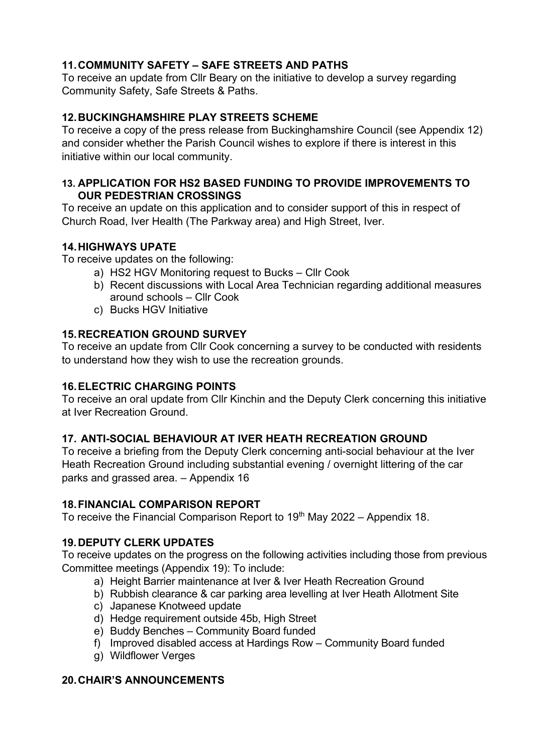## 11. COMMUNITY SAFETY – SAFE STREETS AND PATHS

To receive an update from Cllr Beary on the initiative to develop a survey regarding Community Safety, Safe Streets & Paths.

## 12. BUCKINGHAMSHIRE PLAY STREETS SCHEME

To receive a copy of the press release from Buckinghamshire Council (see Appendix 12) and consider whether the Parish Council wishes to explore if there is interest in this initiative within our local community.

## 13. APPLICATION FOR HS2 BASED FUNDING TO PROVIDE IMPROVEMENTS TO OUR PEDESTRIAN CROSSINGS

To receive an update on this application and to consider support of this in respect of Church Road, Iver Health (The Parkway area) and High Street, Iver.

## 14. HIGHWAYS UPATE

To receive updates on the following:

a) HS2 HGV Monitoring request to Bucks – Cllr Cook
b) Recent discussions with Local Area Technician regarding additional measures around schools – Cllr Cook
c) Bucks HGV Initiative

## 15. RECREATION GROUND SURVEY

To receive an update from Cllr Cook concerning a survey to be conducted with residents to understand how they wish to use the recreation grounds.

## 16. ELECTRIC CHARGING POINTS

To receive an oral update from Cllr Kinchin and the Deputy Clerk concerning this initiative at Iver Recreation Ground.

## 17. ANTI-SOCIAL BEHAVIOUR AT IVER HEATH RECREATION GROUND

To receive a briefing from the Deputy Clerk concerning anti-social behaviour at the Iver Heath Recreation Ground including substantial evening / overnight littering of the car parks and grassed area. – Appendix 16

## 18. FINANCIAL COMPARISON REPORT

To receive the Financial Comparison Report to 19th May 2022 – Appendix 18.

## 19. DEPUTY CLERK UPDATES

To receive updates on the progress on the following activities including those from previous Committee meetings (Appendix 19): To include:

a) Height Barrier maintenance at Iver & Iver Heath Recreation Ground
b) Rubbish clearance & car parking area levelling at Iver Heath Allotment Site
c) Japanese Knotweed update
d) Hedge requirement outside 45b, High Street
e) Buddy Benches – Community Board funded
f) Improved disabled access at Hardings Row – Community Board funded
g) Wildflower Verges

## 20. CHAIR'S ANNOUNCEMENTS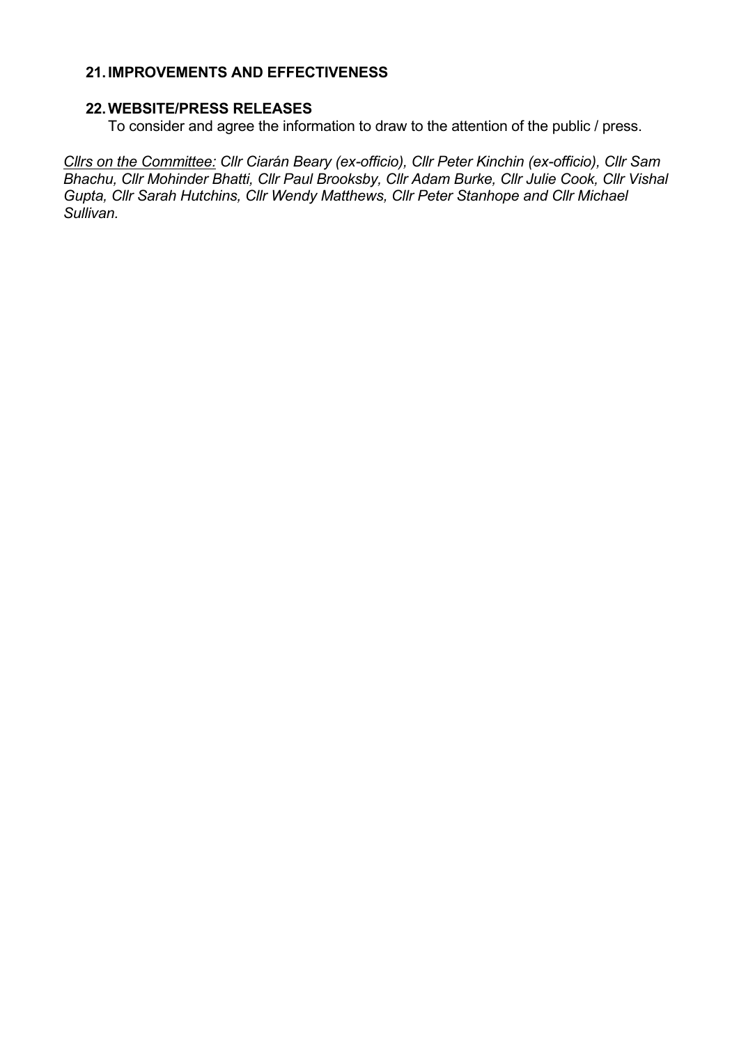**21. IMPROVEMENTS AND EFFECTIVENESS**

**22. WEBSITE/PRESS RELEASES**

To consider and agree the information to draw to the attention of the public / press.

*Cllrs on the Committee: Cllr Ciarán Beary (ex-officio), Cllr Peter Kinchin (ex-officio), Cllr Sam Bhachu, Cllr Mohinder Bhatti, Cllr Paul Brooksby, Cllr Adam Burke, Cllr Julie Cook, Cllr Vishal Gupta, Cllr Sarah Hutchins, Cllr Wendy Matthews, Cllr Peter Stanhope and Cllr Michael Sullivan.*